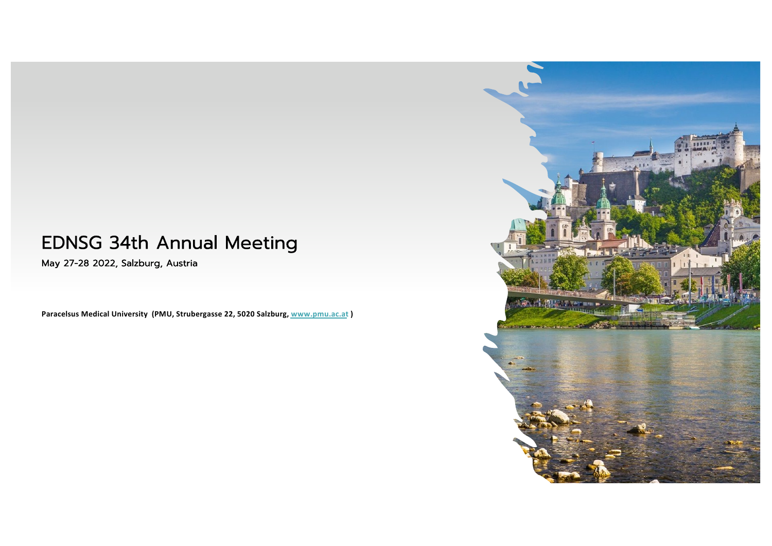# EDNSG 34th Annual Meeting

May 27-28 2022, Salzburg, Austria

**Paracelsus Medical University (PMU, Strubergasse 22, 5020 Salzburg, [www.pmu.ac.at](http://www.pmu.ac.at) )**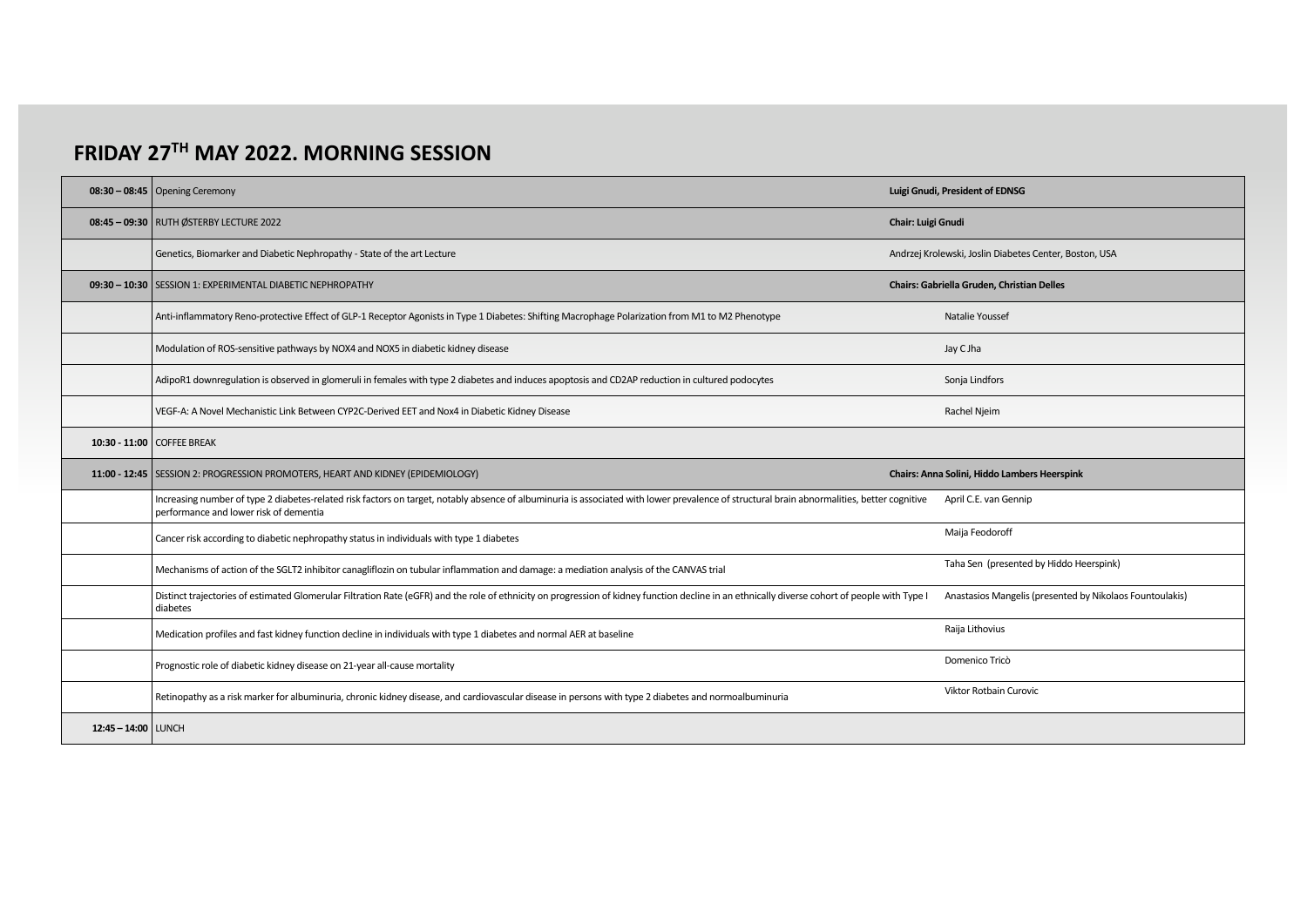# FRIDAY 27TH MAY 2022. MORNING SESSION

| | | |
|---|---|---|
| **08:30 – 08:45** | Opening Ceremony | **Luigi Gnudi, President of EDNSG** |
| **08:45 – 09:30** | RUTH ØSTERBY LECTURE 2022 | **Chair: Luigi Gnudi** |
| | Genetics, Biomarker and Diabetic Nephropathy - State of the art Lecture | Andrzej Krolewski, Joslin Diabetes Center, Boston, USA |
| **09:30 – 10:30** | SESSION 1: EXPERIMENTAL DIABETIC NEPHROPATHY | **Chairs: Gabriella Gruden, Christian Delles** |
| | Anti-inflammatory Reno-protective Effect of GLP-1 Receptor Agonists in Type 1 Diabetes: Shifting Macrophage Polarization from M1 to M2 Phenotype | Natalie Youssef |
| | Modulation of ROS-sensitive pathways by NOX4 and NOX5 in diabetic kidney disease | Jay C Jha |
| | AdipoR1 downregulation is observed in glomeruli in females with type 2 diabetes and induces apoptosis and CD2AP reduction in cultured podocytes | Sonja Lindfors |
| | VEGF-A: A Novel Mechanistic Link Between CYP2C-Derived EET and Nox4 in Diabetic Kidney Disease | Rachel Njeim |
| **10:30 - 11:00** | COFFEE BREAK | |
| **11:00 - 12:45** | SESSION 2: PROGRESSION PROMOTERS, HEART AND KIDNEY (EPIDEMIOLOGY) | **Chairs: Anna Solini, Hiddo Lambers Heerspink** |
| | Increasing number of type 2 diabetes-related risk factors on target, notably absence of albuminuria is associated with lower prevalence of structural brain abnormalities, better cognitive performance and lower risk of dementia | April C.E. van Gennip |
| | Cancer risk according to diabetic nephropathy status in individuals with type 1 diabetes | Maija Feodoroff |
| | Mechanisms of action of the SGLT2 inhibitor canagliflozin on tubular inflammation and damage: a mediation analysis of the CANVAS trial | Taha Sen (presented by Hiddo Heerspink) |
| | Distinct trajectories of estimated Glomerular Filtration Rate (eGFR) and the role of ethnicity on progression of kidney function decline in an ethnically diverse cohort of people with Type I diabetes | Anastasios Mangelis (presented by Nikolaos Fountoulakis) |
| | Medication profiles and fast kidney function decline in individuals with type 1 diabetes and normal AER at baseline | Raija Lithovius |
| | Prognostic role of diabetic kidney disease on 21-year all-cause mortality | Domenico Tricò |
| | Retinopathy as a risk marker for albuminuria, chronic kidney disease, and cardiovascular disease in persons with type 2 diabetes and normoalbuminuria | Viktor Rotbain Curovic |
| **12:45 – 14:00** | LUNCH | |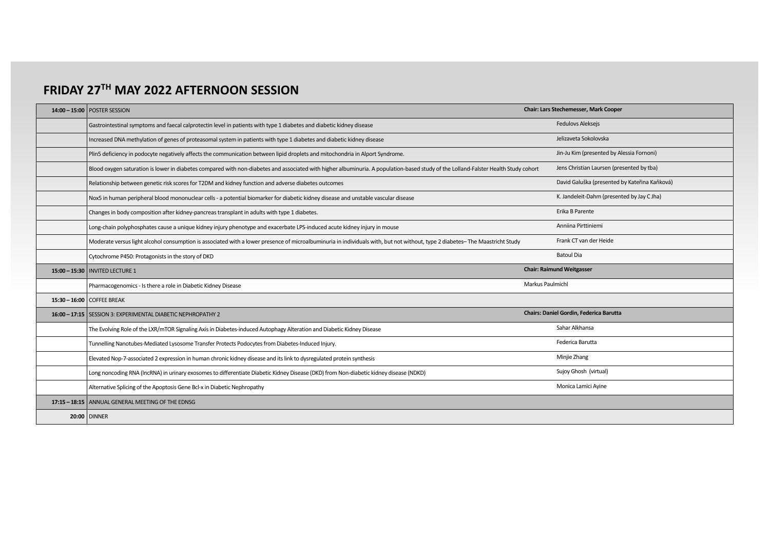# FRIDAY 27TH MAY 2022 AFTERNOON SESSION

| | | |
|---|---|---|
| **14:00 – 15:00** | POSTER SESSION | **Chair: Lars Stechemesser, Mark Cooper** |
| | Gastrointestinal symptoms and faecal calprotectin level in patients with type 1 diabetes and diabetic kidney disease | Fedulovs Aleksejs |
| | Increased DNA methylation of genes of proteasomal system in patients with type 1 diabetes and diabetic kidney disease | Jelizaveta Sokolovska |
| | Plin5 deficiency in podocyte negatively affects the communication between lipid droplets and mitochondria in Alport Syndrome. | Jin-Ju Kim (presented by Alessia Fornoni) |
| | Blood oxygen saturation is lower in diabetes compared with non-diabetes and associated with higher albuminuria. A population-based study of the Lolland-Falster Health Study cohort | Jens Christian Laursen (presented by tba) |
| | Relationship between genetic risk scores for T2DM and kidney function and adverse diabetes outcomes | David Galuška (presented by Kateřina Kaňková) |
| | Nox5 in human peripheral blood mononuclear cells - a potential biomarker for diabetic kidney disease and unstable vascular disease | K. Jandeleit-Dahm (presented by Jay C Jha) |
| | Changes in body composition after kidney-pancreas transplant in adults with type 1 diabetes. | Erika B Parente |
| | Long-chain polyphosphates cause a unique kidney injury phenotype and exacerbate LPS-induced acute kidney injury in mouse | Anniina Pirttiniemi |
| | Moderate versus light alcohol consumption is associated with a lower presence of microalbuminuria in individuals with, but not without, type 2 diabetes– The Maastricht Study | Frank CT van der Heide |
| | Cytochrome P450: Protagonists in the story of DKD | Batoul Dia |
| **15:00 – 15:30** | INVITED LECTURE 1 | **Chair: Raimund Weitgasser** |
| | Pharmacogenomics - Is there a role in Diabetic Kidney Disease | Markus Paulmichl |
| **15:30 – 16:00** | COFFEE BREAK | |
| **16:00 – 17:15** | SESSION 3: EXPERIMENTAL DIABETIC NEPHROPATHY 2 | **Chairs: Daniel Gordin, Federica Barutta** |
| | The Evolving Role of the LXR/mTOR Signaling Axis in Diabetes-induced Autophagy Alteration and Diabetic Kidney Disease | Sahar Alkhansa |
| | Tunnelling Nanotubes-Mediated Lysosome Transfer Protects Podocytes from Diabetes-Induced Injury. | Federica Barutta |
| | Elevated Nop-7-associated 2 expression in human chronic kidney disease and its link to dysregulated protein synthesis | Minjie Zhang |
| | Long noncoding RNA (lncRNA) in urinary exosomes to differentiate Diabetic Kidney Disease (DKD) from Non-diabetic kidney disease (NDKD) | Sujoy Ghosh (virtual) |
| | Alternative Splicing of the Apoptosis Gene Bcl-x in Diabetic Nephropathy | Monica Lamici Ayine |
| **17:15 – 18:15** | ANNUAL GENERAL MEETING OF THE EDNSG | |
| **20:00** | DINNER | |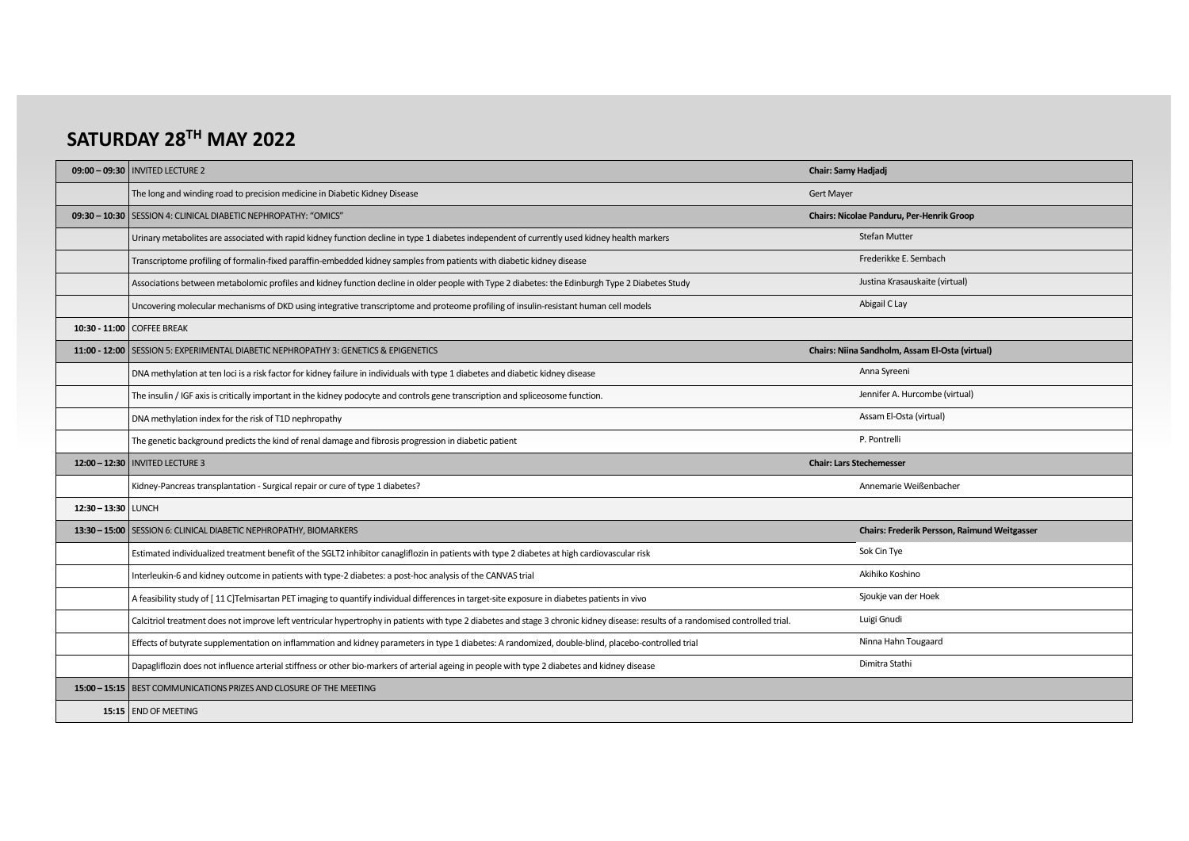# SATURDAY 28TH MAY 2022

| | | |
|---|---|---|
| **09:00 – 09:30** | INVITED LECTURE 2 | **Chair: Samy Hadjadj** |
| | The long and winding road to precision medicine in Diabetic Kidney Disease | Gert Mayer |
| **09:30 – 10:30** | SESSION 4: CLINICAL DIABETIC NEPHROPATHY: "OMICS" | **Chairs: Nicolae Panduru, Per-Henrik Groop** |
| | Urinary metabolites are associated with rapid kidney function decline in type 1 diabetes independent of currently used kidney health markers | Stefan Mutter |
| | Transcriptome profiling of formalin-fixed paraffin-embedded kidney samples from patients with diabetic kidney disease | Frederikke E. Sembach |
| | Associations between metabolomic profiles and kidney function decline in older people with Type 2 diabetes: the Edinburgh Type 2 Diabetes Study | Justina Krasauskaite (virtual) |
| | Uncovering molecular mechanisms of DKD using integrative transcriptome and proteome profiling of insulin-resistant human cell models | Abigail C Lay |
| **10:30 - 11:00** | COFFEE BREAK | |
| **11:00 - 12:00** | SESSION 5: EXPERIMENTAL DIABETIC NEPHROPATHY 3: GENETICS & EPIGENETICS | **Chairs: Niina Sandholm, Assam El-Osta (virtual)** |
| | DNA methylation at ten loci is a risk factor for kidney failure in individuals with type 1 diabetes and diabetic kidney disease | Anna Syreeni |
| | The insulin / IGF axis is critically important in the kidney podocyte and controls gene transcription and spliceosome function. | Jennifer A. Hurcombe (virtual) |
| | DNA methylation index for the risk of T1D nephropathy | Assam El-Osta (virtual) |
| | The genetic background predicts the kind of renal damage and fibrosis progression in diabetic patient | P. Pontrelli |
| **12:00 – 12:30** | INVITED LECTURE 3 | **Chair: Lars Stechemesser** |
| | Kidney-Pancreas transplantation - Surgical repair or cure of type 1 diabetes? | Annemarie Weißenbacher |
| **12:30 – 13:30** | LUNCH | |
| **13:30 – 15:00** | SESSION 6: CLINICAL DIABETIC NEPHROPATHY, BIOMARKERS | **Chairs: Frederik Persson, Raimund Weitgasser** |
| | Estimated individualized treatment benefit of the SGLT2 inhibitor canagliflozin in patients with type 2 diabetes at high cardiovascular risk | Sok Cin Tye |
| | Interleukin-6 and kidney outcome in patients with type-2 diabetes: a post-hoc analysis of the CANVAS trial | Akihiko Koshino |
| | A feasibility study of [ 11 C]Telmisartan PET imaging to quantify individual differences in target-site exposure in diabetes patients in vivo | Sjoukje van der Hoek |
| | Calcitriol treatment does not improve left ventricular hypertrophy in patients with type 2 diabetes and stage 3 chronic kidney disease: results of a randomised controlled trial. | Luigi Gnudi |
| | Effects of butyrate supplementation on inflammation and kidney parameters in type 1 diabetes: A randomized, double-blind, placebo-controlled trial | Ninna Hahn Tougaard |
| | Dapagliflozin does not influence arterial stiffness or other bio-markers of arterial ageing in people with type 2 diabetes and kidney disease | Dimitra Stathi |
| **15:00 – 15:15** | BEST COMMUNICATIONS PRIZES AND CLOSURE OF THE MEETING | |
| **15:15** | END OF MEETING | |